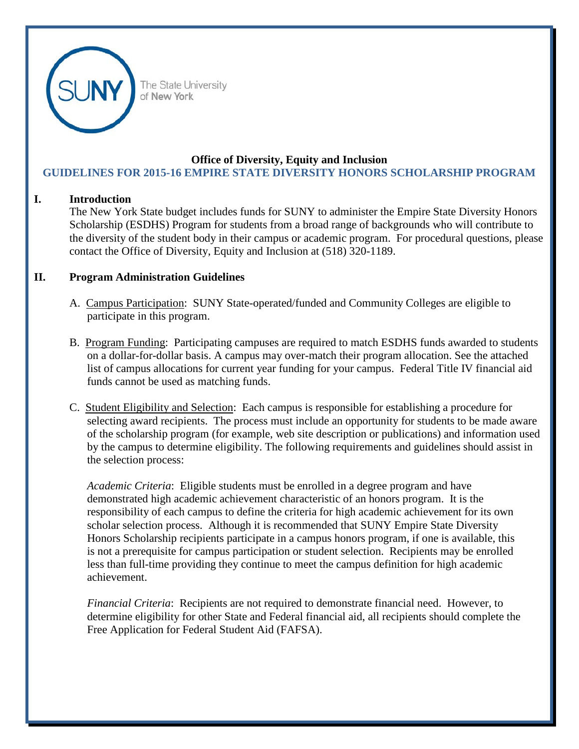SUNY The State University of New York

**Office of Diversity, Equity and Inclusion**

## GUIDELINES FOR 2015-16 EMPIRE STATE DIVERSITY HONORS SCHOLARSHIP PROGRAM

### I. Introduction

The New York State budget includes funds for SUNY to administer the Empire State Diversity Honors Scholarship (ESDHS) Program for students from a broad range of backgrounds who will contribute to the diversity of the student body in their campus or academic program. For procedural questions, please contact the Office of Diversity, Equity and Inclusion at (518) 320-1189.

### II. Program Administration Guidelines

A. Campus Participation: SUNY State-operated/funded and Community Colleges are eligible to participate in this program.

B. Program Funding: Participating campuses are required to match ESDHS funds awarded to students on a dollar-for-dollar basis. A campus may over-match their program allocation. See the attached list of campus allocations for current year funding for your campus. Federal Title IV financial aid funds cannot be used as matching funds.

C. Student Eligibility and Selection: Each campus is responsible for establishing a procedure for selecting award recipients. The process must include an opportunity for students to be made aware of the scholarship program (for example, web site description or publications) and information used by the campus to determine eligibility. The following requirements and guidelines should assist in the selection process:

*Academic Criteria*: Eligible students must be enrolled in a degree program and have demonstrated high academic achievement characteristic of an honors program. It is the responsibility of each campus to define the criteria for high academic achievement for its own scholar selection process. Although it is recommended that SUNY Empire State Diversity Honors Scholarship recipients participate in a campus honors program, if one is available, this is not a prerequisite for campus participation or student selection. Recipients may be enrolled less than full-time providing they continue to meet the campus definition for high academic achievement.

*Financial Criteria*: Recipients are not required to demonstrate financial need. However, to determine eligibility for other State and Federal financial aid, all recipients should complete the Free Application for Federal Student Aid (FAFSA).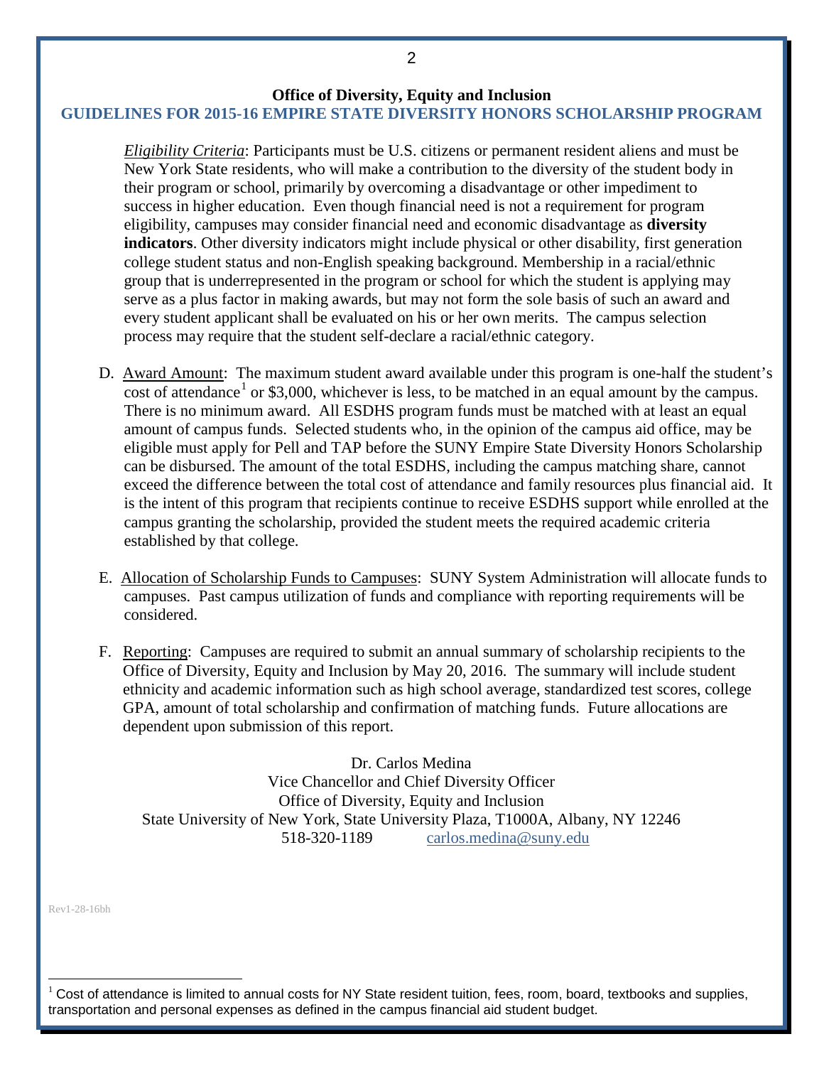**Office of Diversity, Equity and Inclusion**

**GUIDELINES FOR 2015-16 EMPIRE STATE DIVERSITY HONORS SCHOLARSHIP PROGRAM**

*Eligibility Criteria*: Participants must be U.S. citizens or permanent resident aliens and must be New York State residents, who will make a contribution to the diversity of the student body in their program or school, primarily by overcoming a disadvantage or other impediment to success in higher education. Even though financial need is not a requirement for program eligibility, campuses may consider financial need and economic disadvantage as **diversity indicators**. Other diversity indicators might include physical or other disability, first generation college student status and non-English speaking background. Membership in a racial/ethnic group that is underrepresented in the program or school for which the student is applying may serve as a plus factor in making awards, but may not form the sole basis of such an award and every student applicant shall be evaluated on his or her own merits. The campus selection process may require that the student self-declare a racial/ethnic category.

D. Award Amount: The maximum student award available under this program is one-half the student's cost of attendance[1] or $3,000, whichever is less, to be matched in an equal amount by the campus. There is no minimum award. All ESDHS program funds must be matched with at least an equal amount of campus funds. Selected students who, in the opinion of the campus aid office, may be eligible must apply for Pell and TAP before the SUNY Empire State Diversity Honors Scholarship can be disbursed. The amount of the total ESDHS, including the campus matching share, cannot exceed the difference between the total cost of attendance and family resources plus financial aid. It is the intent of this program that recipients continue to receive ESDHS support while enrolled at the campus granting the scholarship, provided the student meets the required academic criteria established by that college.

E. Allocation of Scholarship Funds to Campuses: SUNY System Administration will allocate funds to campuses. Past campus utilization of funds and compliance with reporting requirements will be considered.

F. Reporting: Campuses are required to submit an annual summary of scholarship recipients to the Office of Diversity, Equity and Inclusion by May 20, 2016. The summary will include student ethnicity and academic information such as high school average, standardized test scores, college GPA, amount of total scholarship and confirmation of matching funds. Future allocations are dependent upon submission of this report.

Dr. Carlos Medina
Vice Chancellor and Chief Diversity Officer
Office of Diversity, Equity and Inclusion
State University of New York, State University Plaza, T1000A, Albany, NY 12246
518-320-1189 carlos.medina@suny.edu

Rev1-28-16bh

[1] Cost of attendance is limited to annual costs for NY State resident tuition, fees, room, board, textbooks and supplies, transportation and personal expenses as defined in the campus financial aid student budget.